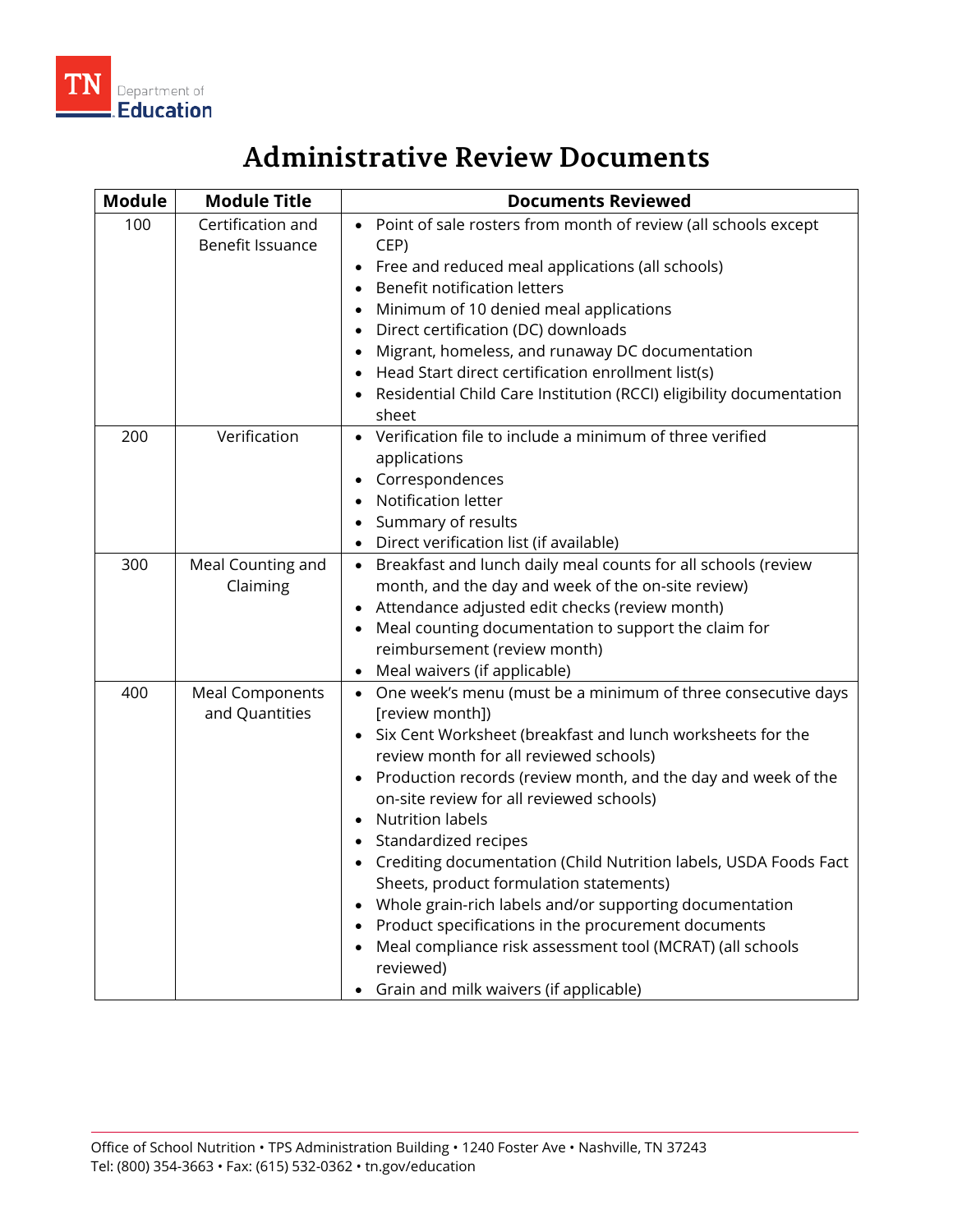# Administrative Review Documents

| Module | Module Title | Documents Reviewed |
|---|---|---|
| 100 | Certification and Benefit Issuance | • Point of sale rosters from month of review (all schools except CEP)<br>• Free and reduced meal applications (all schools)<br>• Benefit notification letters<br>• Minimum of 10 denied meal applications<br>• Direct certification (DC) downloads<br>• Migrant, homeless, and runaway DC documentation<br>• Head Start direct certification enrollment list(s)<br>• Residential Child Care Institution (RCCI) eligibility documentation sheet |
| 200 | Verification | • Verification file to include a minimum of three verified applications<br>• Correspondences<br>• Notification letter<br>• Summary of results<br>• Direct verification list (if available) |
| 300 | Meal Counting and Claiming | • Breakfast and lunch daily meal counts for all schools (review month, and the day and week of the on-site review)<br>• Attendance adjusted edit checks (review month)<br>• Meal counting documentation to support the claim for reimbursement (review month)<br>• Meal waivers (if applicable) |
| 400 | Meal Components and Quantities | • One week's menu (must be a minimum of three consecutive days [review month])<br>• Six Cent Worksheet (breakfast and lunch worksheets for the review month for all reviewed schools)<br>• Production records (review month, and the day and week of the on-site review for all reviewed schools)<br>• Nutrition labels<br>• Standardized recipes<br>• Crediting documentation (Child Nutrition labels, USDA Foods Fact Sheets, product formulation statements)<br>• Whole grain-rich labels and/or supporting documentation<br>• Product specifications in the procurement documents<br>• Meal compliance risk assessment tool (MCRAT) (all schools reviewed)<br>• Grain and milk waivers (if applicable) |

Office of School Nutrition • TPS Administration Building • 1240 Foster Ave • Nashville, TN 37243
Tel: (800) 354-3663 • Fax: (615) 532-0362 • tn.gov/education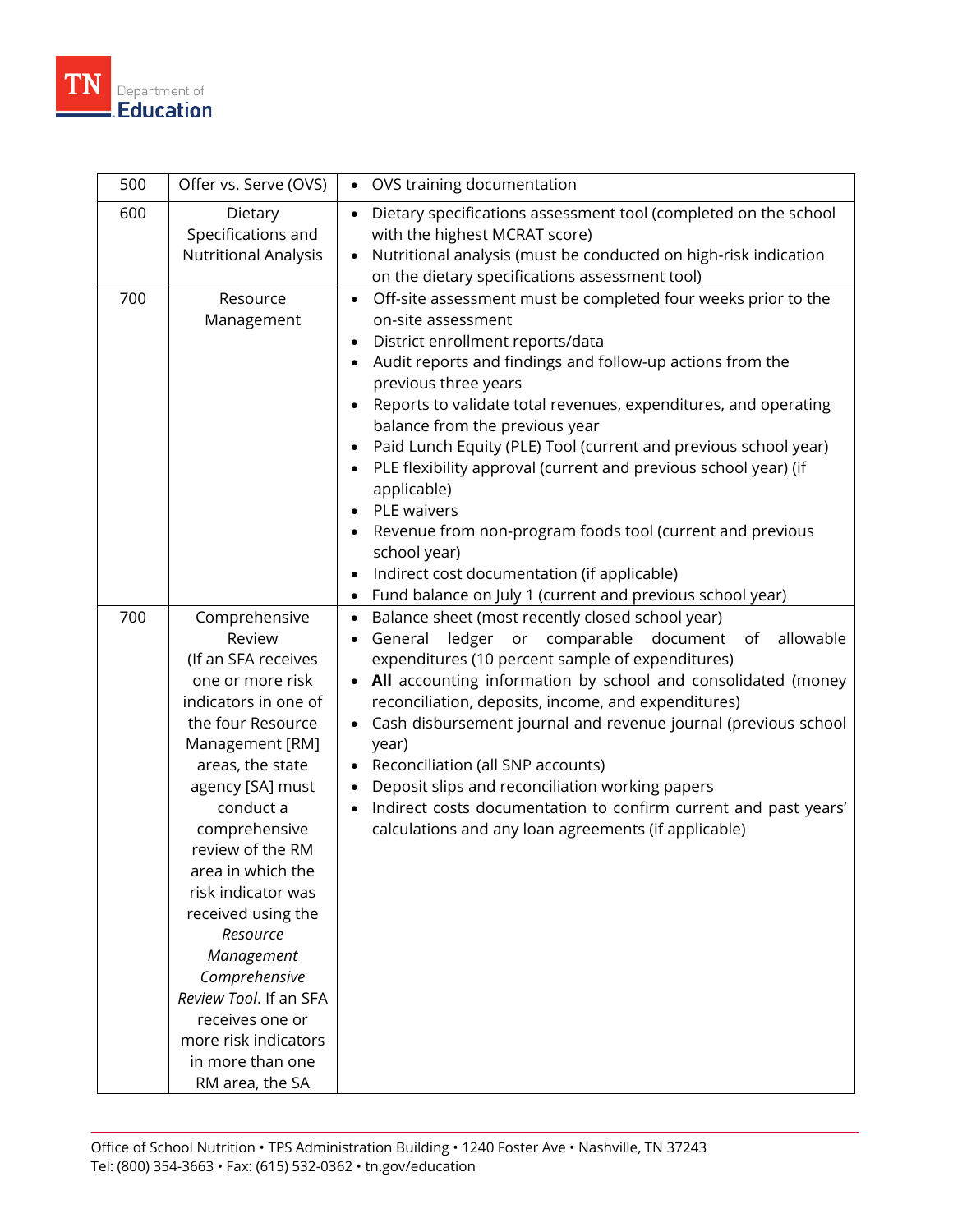| 500 | Offer vs. Serve (OVS) | • OVS training documentation |
|---|---|---|
| 600 | Dietary Specifications and Nutritional Analysis | • Dietary specifications assessment tool (completed on the school with the highest MCRAT score)<br>• Nutritional analysis (must be conducted on high-risk indication on the dietary specifications assessment tool) |
| 700 | Resource Management | • Off-site assessment must be completed four weeks prior to the on-site assessment<br>• District enrollment reports/data<br>• Audit reports and findings and follow-up actions from the previous three years<br>• Reports to validate total revenues, expenditures, and operating balance from the previous year<br>• Paid Lunch Equity (PLE) Tool (current and previous school year)<br>• PLE flexibility approval (current and previous school year) (if applicable)<br>• PLE waivers<br>• Revenue from non-program foods tool (current and previous school year)<br>• Indirect cost documentation (if applicable)<br>• Fund balance on July 1 (current and previous school year) |
| 700 | Comprehensive Review (If an SFA receives one or more risk indicators in one of the four Resource Management [RM] areas, the state agency [SA] must conduct a comprehensive review of the RM area in which the risk indicator was received using the *Resource Management Comprehensive Review Tool*. If an SFA receives one or more risk indicators in more than one RM area, the SA | • Balance sheet (most recently closed school year)<br>• General ledger or comparable document of allowable expenditures (10 percent sample of expenditures)<br>• **All** accounting information by school and consolidated (money reconciliation, deposits, income, and expenditures)<br>• Cash disbursement journal and revenue journal (previous school year)<br>• Reconciliation (all SNP accounts)<br>• Deposit slips and reconciliation working papers<br>• Indirect costs documentation to confirm current and past years' calculations and any loan agreements (if applicable) |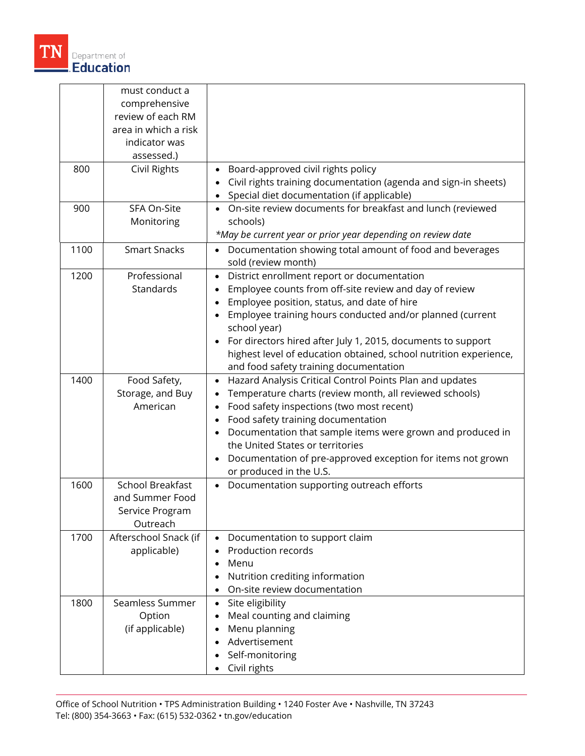|  |  |  |
| --- | --- | --- |
|  | must conduct a comprehensive review of each RM area in which a risk indicator was assessed.) |  |
| 800 | Civil Rights | • Board-approved civil rights policy<br>• Civil rights training documentation (agenda and sign-in sheets)<br>• Special diet documentation (if applicable) |
| 900 | SFA On-Site Monitoring | • On-site review documents for breakfast and lunch (reviewed schools)<br>*May be current year or prior year depending on review date* |
| 1100 | Smart Snacks | • Documentation showing total amount of food and beverages sold (review month) |
| 1200 | Professional Standards | • District enrollment report or documentation<br>• Employee counts from off-site review and day of review<br>• Employee position, status, and date of hire<br>• Employee training hours conducted and/or planned (current school year)<br>• For directors hired after July 1, 2015, documents to support highest level of education obtained, school nutrition experience, and food safety training documentation |
| 1400 | Food Safety, Storage, and Buy American | • Hazard Analysis Critical Control Points Plan and updates<br>• Temperature charts (review month, all reviewed schools)<br>• Food safety inspections (two most recent)<br>• Food safety training documentation<br>• Documentation that sample items were grown and produced in the United States or territories<br>• Documentation of pre-approved exception for items not grown or produced in the U.S. |
| 1600 | School Breakfast and Summer Food Service Program Outreach | • Documentation supporting outreach efforts |
| 1700 | Afterschool Snack (if applicable) | • Documentation to support claim<br>• Production records<br>• Menu<br>• Nutrition crediting information<br>• On-site review documentation |
| 1800 | Seamless Summer Option (if applicable) | • Site eligibility<br>• Meal counting and claiming<br>• Menu planning<br>• Advertisement<br>• Self-monitoring<br>• Civil rights |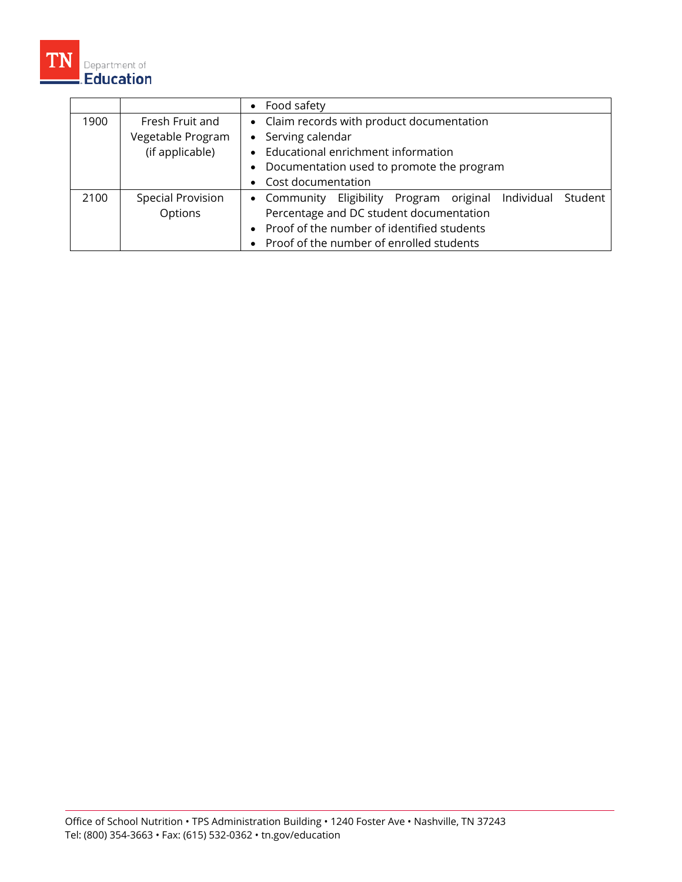| | | |
|---|---|---|
| | | • Food safety |
| 1900 | Fresh Fruit and Vegetable Program (if applicable) | • Claim records with product documentation<br>• Serving calendar<br>• Educational enrichment information<br>• Documentation used to promote the program<br>• Cost documentation |
| 2100 | Special Provision Options | • Community Eligibility Program original Individual Student Percentage and DC student documentation<br>• Proof of the number of identified students<br>• Proof of the number of enrolled students |